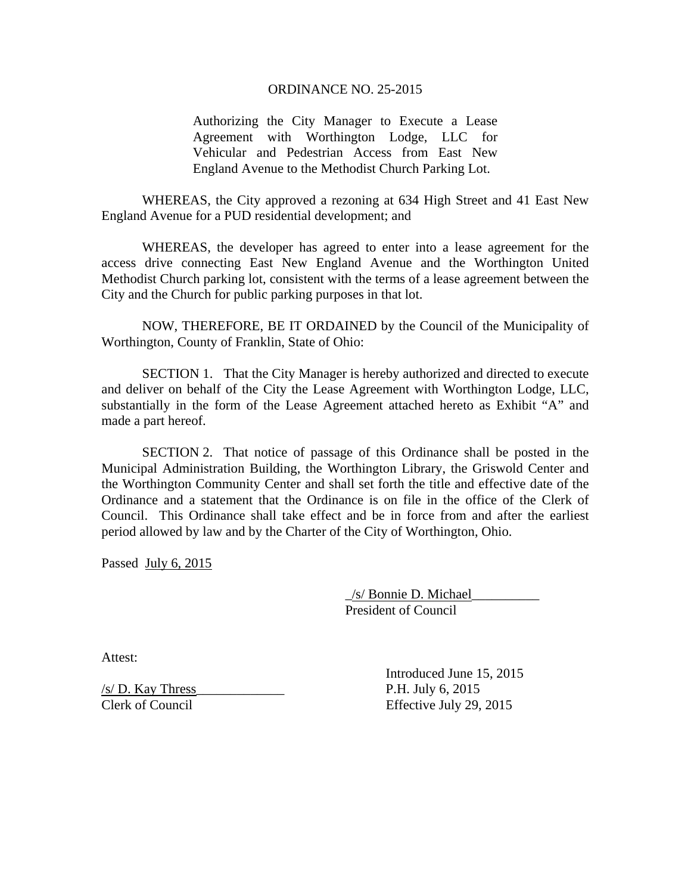# ORDINANCE NO. 25-2015

Authorizing the City Manager to Execute a Lease Agreement with Worthington Lodge, LLC for Vehicular and Pedestrian Access from East New England Avenue to the Methodist Church Parking Lot.

WHEREAS, the City approved a rezoning at 634 High Street and 41 East New England Avenue for a PUD residential development; and

WHEREAS, the developer has agreed to enter into a lease agreement for the access drive connecting East New England Avenue and the Worthington United Methodist Church parking lot, consistent with the terms of a lease agreement between the City and the Church for public parking purposes in that lot.

NOW, THEREFORE, BE IT ORDAINED by the Council of the Municipality of Worthington, County of Franklin, State of Ohio:

SECTION 1. That the City Manager is hereby authorized and directed to execute and deliver on behalf of the City the Lease Agreement with Worthington Lodge, LLC, substantially in the form of the Lease Agreement attached hereto as Exhibit "A" and made a part hereof.

SECTION 2. That notice of passage of this Ordinance shall be posted in the Municipal Administration Building, the Worthington Library, the Griswold Center and the Worthington Community Center and shall set forth the title and effective date of the Ordinance and a statement that the Ordinance is on file in the office of the Clerk of Council. This Ordinance shall take effect and be in force from and after the earliest period allowed by law and by the Charter of the City of Worthington, Ohio.

Passed July 6, 2015

/s/ Bonnie D. Michael
President of Council

Attest:

/s/ D. Kay Thress
Clerk of Council

Introduced June 15, 2015
P.H. July 6, 2015
Effective July 29, 2015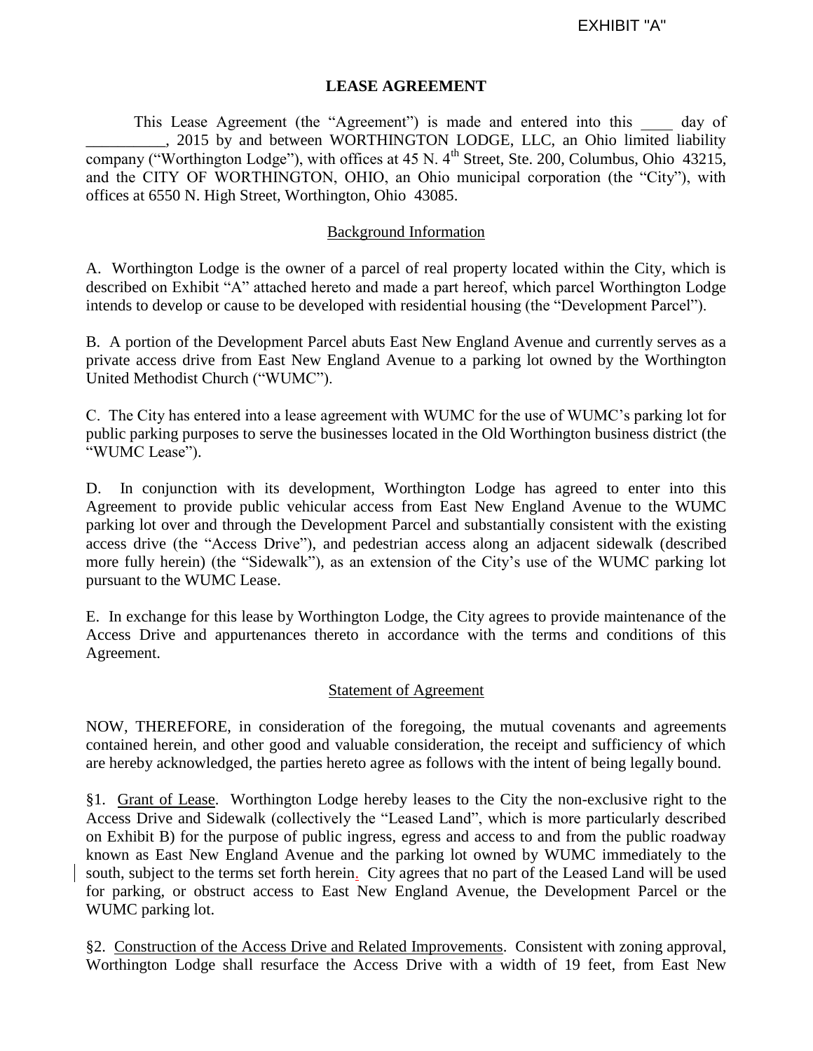EXHIBIT "A"

# LEASE AGREEMENT

This Lease Agreement (the "Agreement") is made and entered into this ____ day of __________, 2015 by and between WORTHINGTON LODGE, LLC, an Ohio limited liability company ("Worthington Lodge"), with offices at 45 N. 4th Street, Ste. 200, Columbus, Ohio 43215, and the CITY OF WORTHINGTON, OHIO, an Ohio municipal corporation (the "City"), with offices at 6550 N. High Street, Worthington, Ohio 43085.

## Background Information

A. Worthington Lodge is the owner of a parcel of real property located within the City, which is described on Exhibit "A" attached hereto and made a part hereof, which parcel Worthington Lodge intends to develop or cause to be developed with residential housing (the "Development Parcel").

B. A portion of the Development Parcel abuts East New England Avenue and currently serves as a private access drive from East New England Avenue to a parking lot owned by the Worthington United Methodist Church ("WUMC").

C. The City has entered into a lease agreement with WUMC for the use of WUMC's parking lot for public parking purposes to serve the businesses located in the Old Worthington business district (the "WUMC Lease").

D. In conjunction with its development, Worthington Lodge has agreed to enter into this Agreement to provide public vehicular access from East New England Avenue to the WUMC parking lot over and through the Development Parcel and substantially consistent with the existing access drive (the "Access Drive"), and pedestrian access along an adjacent sidewalk (described more fully herein) (the "Sidewalk"), as an extension of the City's use of the WUMC parking lot pursuant to the WUMC Lease.

E. In exchange for this lease by Worthington Lodge, the City agrees to provide maintenance of the Access Drive and appurtenances thereto in accordance with the terms and conditions of this Agreement.

## Statement of Agreement

NOW, THEREFORE, in consideration of the foregoing, the mutual covenants and agreements contained herein, and other good and valuable consideration, the receipt and sufficiency of which are hereby acknowledged, the parties hereto agree as follows with the intent of being legally bound.

§1. Grant of Lease. Worthington Lodge hereby leases to the City the non-exclusive right to the Access Drive and Sidewalk (collectively the "Leased Land", which is more particularly described on Exhibit B) for the purpose of public ingress, egress and access to and from the public roadway known as East New England Avenue and the parking lot owned by WUMC immediately to the south, subject to the terms set forth herein. City agrees that no part of the Leased Land will be used for parking, or obstruct access to East New England Avenue, the Development Parcel or the WUMC parking lot.

§2. Construction of the Access Drive and Related Improvements. Consistent with zoning approval, Worthington Lodge shall resurface the Access Drive with a width of 19 feet, from East New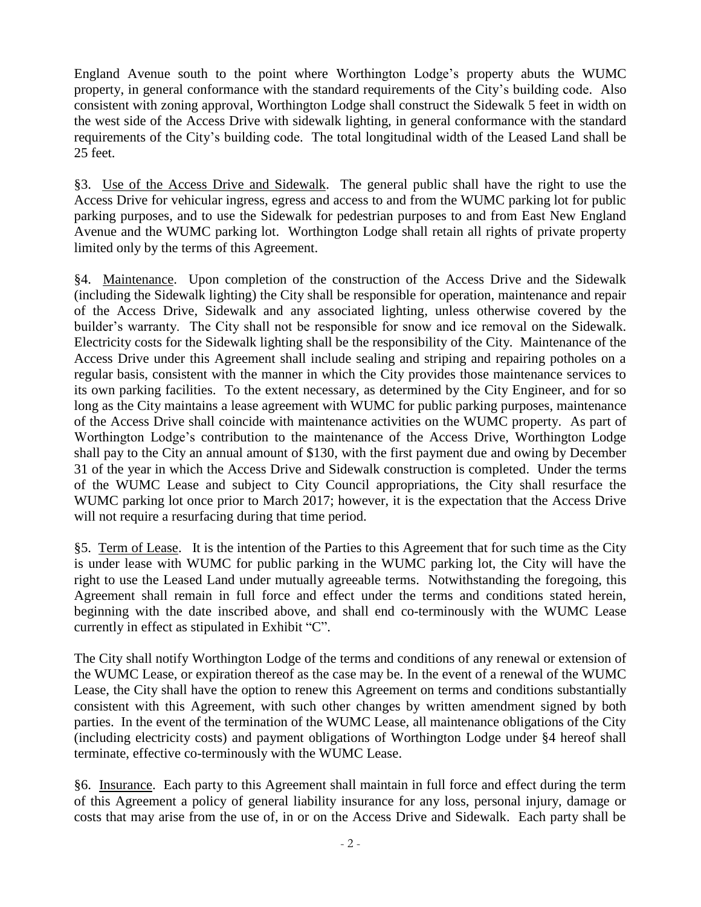England Avenue south to the point where Worthington Lodge's property abuts the WUMC property, in general conformance with the standard requirements of the City's building code. Also consistent with zoning approval, Worthington Lodge shall construct the Sidewalk 5 feet in width on the west side of the Access Drive with sidewalk lighting, in general conformance with the standard requirements of the City's building code. The total longitudinal width of the Leased Land shall be 25 feet.

§3. Use of the Access Drive and Sidewalk. The general public shall have the right to use the Access Drive for vehicular ingress, egress and access to and from the WUMC parking lot for public parking purposes, and to use the Sidewalk for pedestrian purposes to and from East New England Avenue and the WUMC parking lot. Worthington Lodge shall retain all rights of private property limited only by the terms of this Agreement.

§4. Maintenance. Upon completion of the construction of the Access Drive and the Sidewalk (including the Sidewalk lighting) the City shall be responsible for operation, maintenance and repair of the Access Drive, Sidewalk and any associated lighting, unless otherwise covered by the builder's warranty. The City shall not be responsible for snow and ice removal on the Sidewalk. Electricity costs for the Sidewalk lighting shall be the responsibility of the City. Maintenance of the Access Drive under this Agreement shall include sealing and striping and repairing potholes on a regular basis, consistent with the manner in which the City provides those maintenance services to its own parking facilities. To the extent necessary, as determined by the City Engineer, and for so long as the City maintains a lease agreement with WUMC for public parking purposes, maintenance of the Access Drive shall coincide with maintenance activities on the WUMC property. As part of Worthington Lodge's contribution to the maintenance of the Access Drive, Worthington Lodge shall pay to the City an annual amount of $130, with the first payment due and owing by December 31 of the year in which the Access Drive and Sidewalk construction is completed. Under the terms of the WUMC Lease and subject to City Council appropriations, the City shall resurface the WUMC parking lot once prior to March 2017; however, it is the expectation that the Access Drive will not require a resurfacing during that time period.

§5. Term of Lease. It is the intention of the Parties to this Agreement that for such time as the City is under lease with WUMC for public parking in the WUMC parking lot, the City will have the right to use the Leased Land under mutually agreeable terms. Notwithstanding the foregoing, this Agreement shall remain in full force and effect under the terms and conditions stated herein, beginning with the date inscribed above, and shall end co-terminously with the WUMC Lease currently in effect as stipulated in Exhibit "C".

The City shall notify Worthington Lodge of the terms and conditions of any renewal or extension of the WUMC Lease, or expiration thereof as the case may be. In the event of a renewal of the WUMC Lease, the City shall have the option to renew this Agreement on terms and conditions substantially consistent with this Agreement, with such other changes by written amendment signed by both parties. In the event of the termination of the WUMC Lease, all maintenance obligations of the City (including electricity costs) and payment obligations of Worthington Lodge under §4 hereof shall terminate, effective co-terminously with the WUMC Lease.

§6. Insurance. Each party to this Agreement shall maintain in full force and effect during the term of this Agreement a policy of general liability insurance for any loss, personal injury, damage or costs that may arise from the use of, in or on the Access Drive and Sidewalk. Each party shall be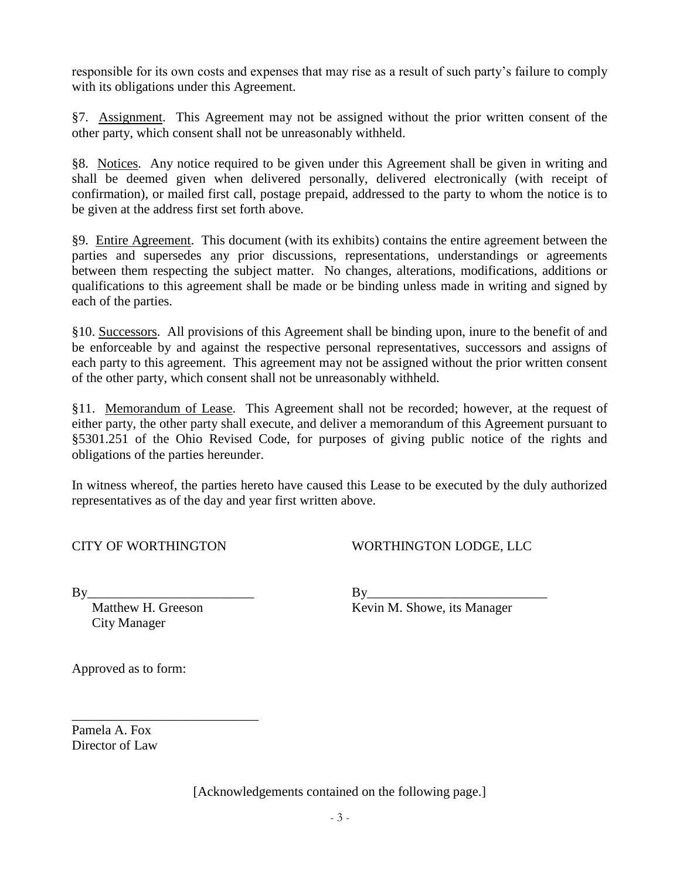responsible for its own costs and expenses that may rise as a result of such party's failure to comply with its obligations under this Agreement.

§7. Assignment. This Agreement may not be assigned without the prior written consent of the other party, which consent shall not be unreasonably withheld.

§8. Notices. Any notice required to be given under this Agreement shall be given in writing and shall be deemed given when delivered personally, delivered electronically (with receipt of confirmation), or mailed first call, postage prepaid, addressed to the party to whom the notice is to be given at the address first set forth above.

§9. Entire Agreement. This document (with its exhibits) contains the entire agreement between the parties and supersedes any prior discussions, representations, understandings or agreements between them respecting the subject matter. No changes, alterations, modifications, additions or qualifications to this agreement shall be made or be binding unless made in writing and signed by each of the parties.

§10. Successors. All provisions of this Agreement shall be binding upon, inure to the benefit of and be enforceable by and against the respective personal representatives, successors and assigns of each party to this agreement. This agreement may not be assigned without the prior written consent of the other party, which consent shall not be unreasonably withheld.

§11. Memorandum of Lease. This Agreement shall not be recorded; however, at the request of either party, the other party shall execute, and deliver a memorandum of this Agreement pursuant to §5301.251 of the Ohio Revised Code, for purposes of giving public notice of the rights and obligations of the parties hereunder.

In witness whereof, the parties hereto have caused this Lease to be executed by the duly authorized representatives as of the day and year first written above.

CITY OF WORTHINGTON

By_________________________
Matthew H. Greeson
City Manager

WORTHINGTON LODGE, LLC

By___________________________
Kevin M. Showe, its Manager

Approved as to form:

____________________________
Pamela A. Fox
Director of Law

[Acknowledgements contained on the following page.]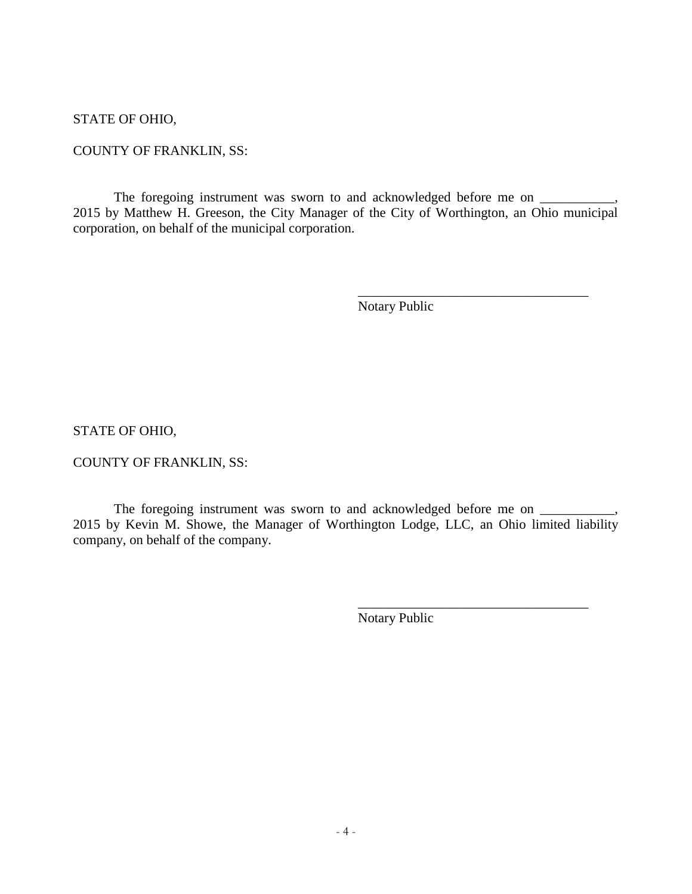STATE OF OHIO,

COUNTY OF FRANKLIN, SS:

The foregoing instrument was sworn to and acknowledged before me on ___________, 2015 by Matthew H. Greeson, the City Manager of the City of Worthington, an Ohio municipal corporation, on behalf of the municipal corporation.

___________________________________
Notary Public

STATE OF OHIO,

COUNTY OF FRANKLIN, SS:

The foregoing instrument was sworn to and acknowledged before me on ___________, 2015 by Kevin M. Showe, the Manager of Worthington Lodge, LLC, an Ohio limited liability company, on behalf of the company.

___________________________________
Notary Public